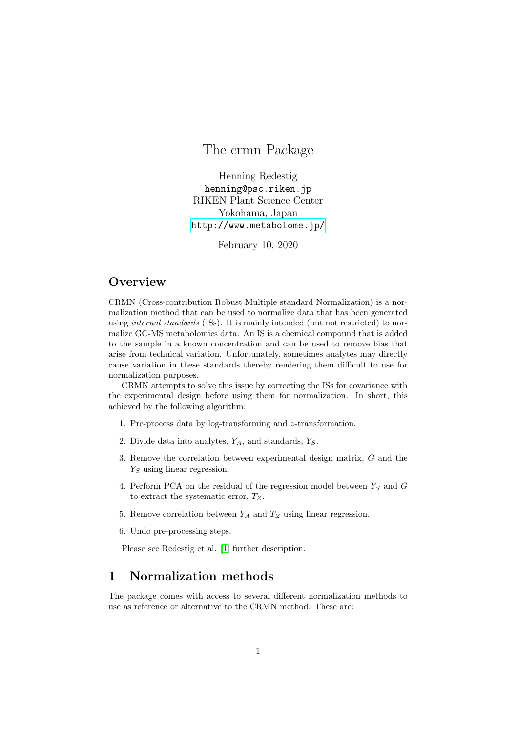# The crmn Package

Henning Redestig
henning@psc.riken.jp
RIKEN Plant Science Center
Yokohama, Japan
http://www.metabolome.jp/

February 10, 2020

## Overview

CRMN (Cross-contribution Robust Multiple standard Normalization) is a normalization method that can be used to normalize data that has been generated using *internal standards* (ISs). It is mainly intended (but not restricted) to normalize GC-MS metabolomics data. An IS is a chemical compound that is added to the sample in a known concentration and can be used to remove bias that arise from technical variation. Unfortunately, sometimes analytes may directly cause variation in these standards thereby rendering them difficult to use for normalization purposes.

CRMN attempts to solve this issue by correcting the ISs for covariance with the experimental design before using them for normalization. In short, this achieved by the following algorithm:

1. Pre-process data by log-transforming and $z$-transformation.
2. Divide data into analytes, $Y_A$, and standards, $Y_S$.
3. Remove the correlation between experimental design matrix, $G$ and the $Y_S$ using linear regression.
4. Perform PCA on the residual of the regression model between $Y_S$ and $G$ to extract the systematic error, $T_Z$.
5. Remove correlation between $Y_A$ and $T_Z$ using linear regression.
6. Undo pre-processing steps.

Please see Redestig et al. [1] further description.

## 1 Normalization methods

The package comes with access to several different normalization methods to use as reference or alternative to the CRMN method. These are: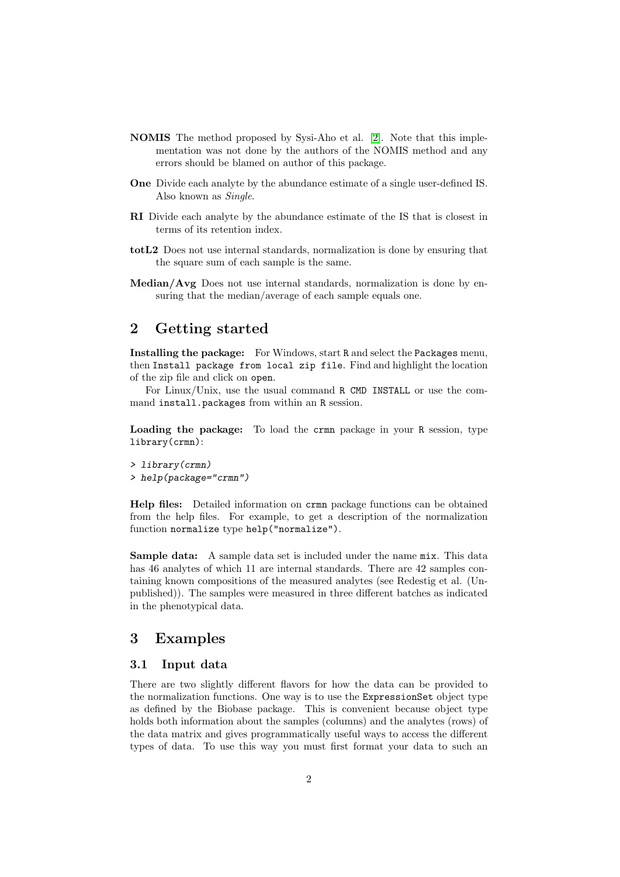**NOMIS** The method proposed by Sysi-Aho et al. [2]. Note that this implementation was not done by the authors of the NOMIS method and any errors should be blamed on author of this package.

**One** Divide each analyte by the abundance estimate of a single user-defined IS. Also known as *Single*.

**RI** Divide each analyte by the abundance estimate of the IS that is closest in terms of its retention index.

**totL2** Does not use internal standards, normalization is done by ensuring that the square sum of each sample is the same.

**Median/Avg** Does not use internal standards, normalization is done by ensuring that the median/average of each sample equals one.

# 2 Getting started

**Installing the package:** For Windows, start `R` and select the `Packages` menu, then `Install package from local zip file`. Find and highlight the location of the zip file and click on `open`.

For Linux/Unix, use the usual command `R CMD INSTALL` or use the command `install.packages` from within an `R` session.

**Loading the package:** To load the `crmn` package in your `R` session, type `library(crmn)`:

```
> library(crmn)
> help(package="crmn")
```

**Help files:** Detailed information on `crmn` package functions can be obtained from the help files. For example, to get a description of the normalization function `normalize` type `help("normalize")`.

**Sample data:** A sample data set is included under the name `mix`. This data has 46 analytes of which 11 are internal standards. There are 42 samples containing known compositions of the measured analytes (see Redestig et al. (Unpublished)). The samples were measured in three different batches as indicated in the phenotypical data.

# 3 Examples

## 3.1 Input data

There are two slightly different flavors for how the data can be provided to the normalization functions. One way is to use the `ExpressionSet` object type as defined by the Biobase package. This is convenient because object type holds both information about the samples (columns) and the analytes (rows) of the data matrix and gives programmatically useful ways to access the different types of data. To use this way you must first format your data to such an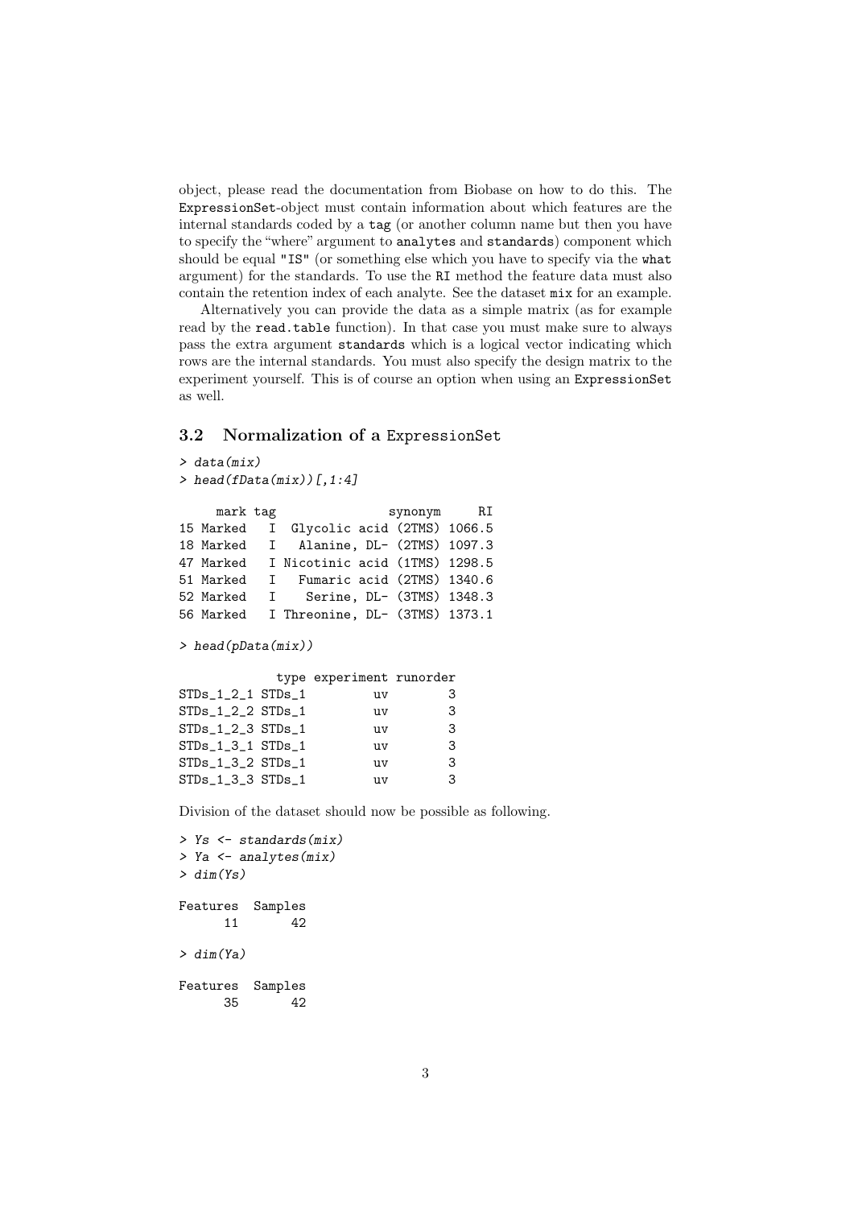object, please read the documentation from Biobase on how to do this. The ExpressionSet-object must contain information about which features are the internal standards coded by a tag (or another column name but then you have to specify the "where" argument to analytes and standards) component which should be equal "IS" (or something else which you have to specify via the what argument) for the standards. To use the RI method the feature data must also contain the retention index of each analyte. See the dataset mix for an example.

Alternatively you can provide the data as a simple matrix (as for example read by the read.table function). In that case you must make sure to always pass the extra argument standards which is a logical vector indicating which rows are the internal standards. You must also specify the design matrix to the experiment yourself. This is of course an option when using an ExpressionSet as well.

### 3.2 Normalization of a ExpressionSet

```
> data(mix)
> head(fData(mix))[,1:4]

     mark tag                synonym     RI
15 Marked   I  Glycolic acid (2TMS) 1066.5
18 Marked   I   Alanine, DL- (2TMS) 1097.3
47 Marked   I Nicotinic acid (1TMS) 1298.5
51 Marked   I   Fumaric acid (2TMS) 1340.6
52 Marked   I    Serine, DL- (3TMS) 1348.3
56 Marked   I Threonine, DL- (3TMS) 1373.1

> head(pData(mix))

             type experiment runorder
STDs_1_2_1 STDs_1         uv        3
STDs_1_2_2 STDs_1         uv        3
STDs_1_2_3 STDs_1         uv        3
STDs_1_3_1 STDs_1         uv        3
STDs_1_3_2 STDs_1         uv        3
STDs_1_3_3 STDs_1         uv        3
```

Division of the dataset should now be possible as following.

```
> Ys <- standards(mix)
> Ya <- analytes(mix)
> dim(Ys)

Features  Samples
      11       42

> dim(Ya)

Features  Samples
      35       42
```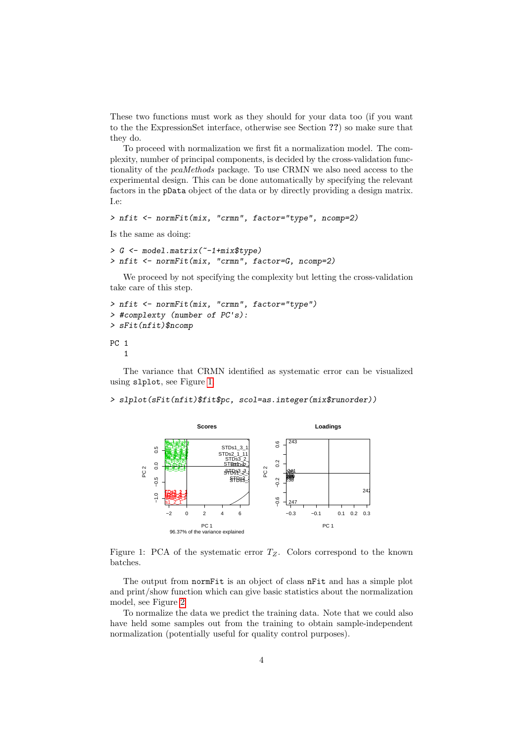These two functions must work as they should for your data too (if you want to the the ExpressionSet interface, otherwise see Section ??) so make sure that they do.

To proceed with normalization we first fit a normalization model. The complexity, number of principal components, is decided by the cross-validation functionality of the *pcaMethods* package. To use CRMN we also need access to the experimental design. This can be done automatically by specifying the relevant factors in the `pData` object of the data or by directly providing a design matrix. I.e:

```
> nfit <- normFit(mix, "crmn", factor="type", ncomp=2)
```

Is the same as doing:

```
> G <- model.matrix(~-1+mix$type)
> nfit <- normFit(mix, "crmn", factor=G, ncomp=2)
```

We proceed by not specifying the complexity but letting the cross-validation take care of this step.

```
> nfit <- normFit(mix, "crmn", factor="type")
> #complexty (number of PC's):
> sFit(nfit)$ncomp

PC 1
   1
```

The variance that CRMN identified as systematic error can be visualized using `slplot`, see Figure 1.

```
> slplot(sFit(nfit)$fit$pc, scol=as.integer(mix$runorder))
```

Figure 1: PCA of the systematic error $T_Z$. Colors correspond to the known batches.

The output from `normFit` is an object of class `nFit` and has a simple plot and print/show function which can give basic statistics about the normalization model, see Figure 2.

To normalize the data we predict the training data. Note that we could also have held some samples out from the training to obtain sample-independent normalization (potentially useful for quality control purposes).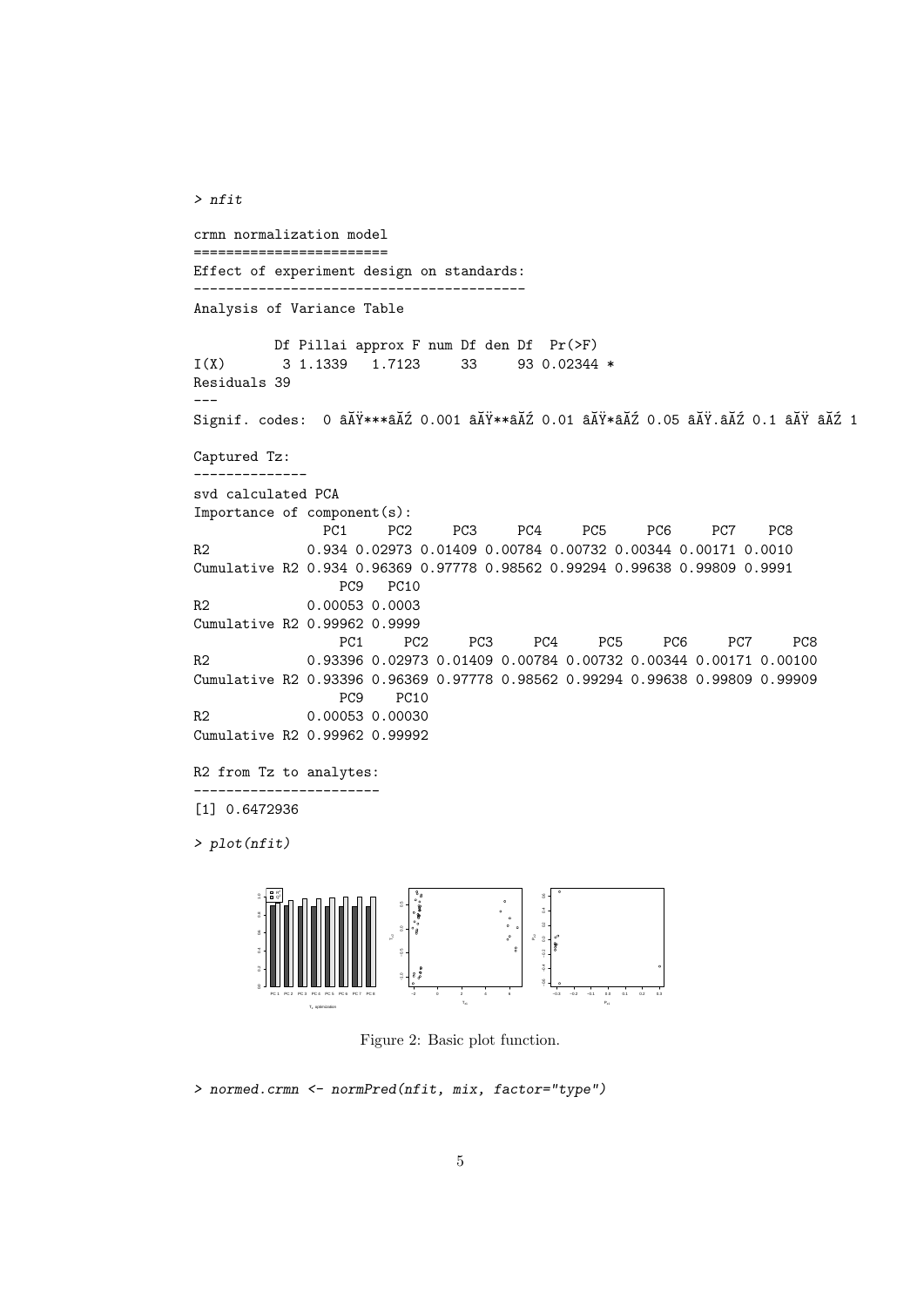```
> nfit

crmn normalization model
========================
Effect of experiment design on standards:
-----------------------------------------
Analysis of Variance Table

          Df Pillai approx F num Df den Df  Pr(>F)
I(X)       3 1.1339   1.7123     33     93 0.02344 *
Residuals 39
---
Signif. codes:  0 âĂŸ***âĂŹ 0.001 âĂŸ**âĂŹ 0.01 âĂŸ*âĂŹ 0.05 âĂŸ.âĂŹ 0.1 âĂŸ âĂŹ 1

Captured Tz:
--------------
svd calculated PCA
Importance of component(s):
                PC1     PC2     PC3     PC4     PC5     PC6     PC7    PC8
R2            0.934 0.02973 0.01409 0.00784 0.00732 0.00344 0.00171 0.0010
Cumulative R2 0.934 0.96369 0.97778 0.98562 0.99294 0.99638 0.99809 0.9991
                  PC9   PC10
R2            0.00053 0.0003
Cumulative R2 0.99962 0.9999
                  PC1     PC2     PC3     PC4     PC5     PC6     PC7     PC8
R2            0.93396 0.02973 0.01409 0.00784 0.00732 0.00344 0.00171 0.00100
Cumulative R2 0.93396 0.96369 0.97778 0.98562 0.99294 0.99638 0.99809 0.99909
                  PC9    PC10
R2            0.00053 0.00030
Cumulative R2 0.99962 0.99992

R2 from Tz to analytes:
-----------------------
[1] 0.6472936

> plot(nfit)
```

Figure 2: Basic plot function.

```
> normed.crmn <- normPred(nfit, mix, factor="type")
```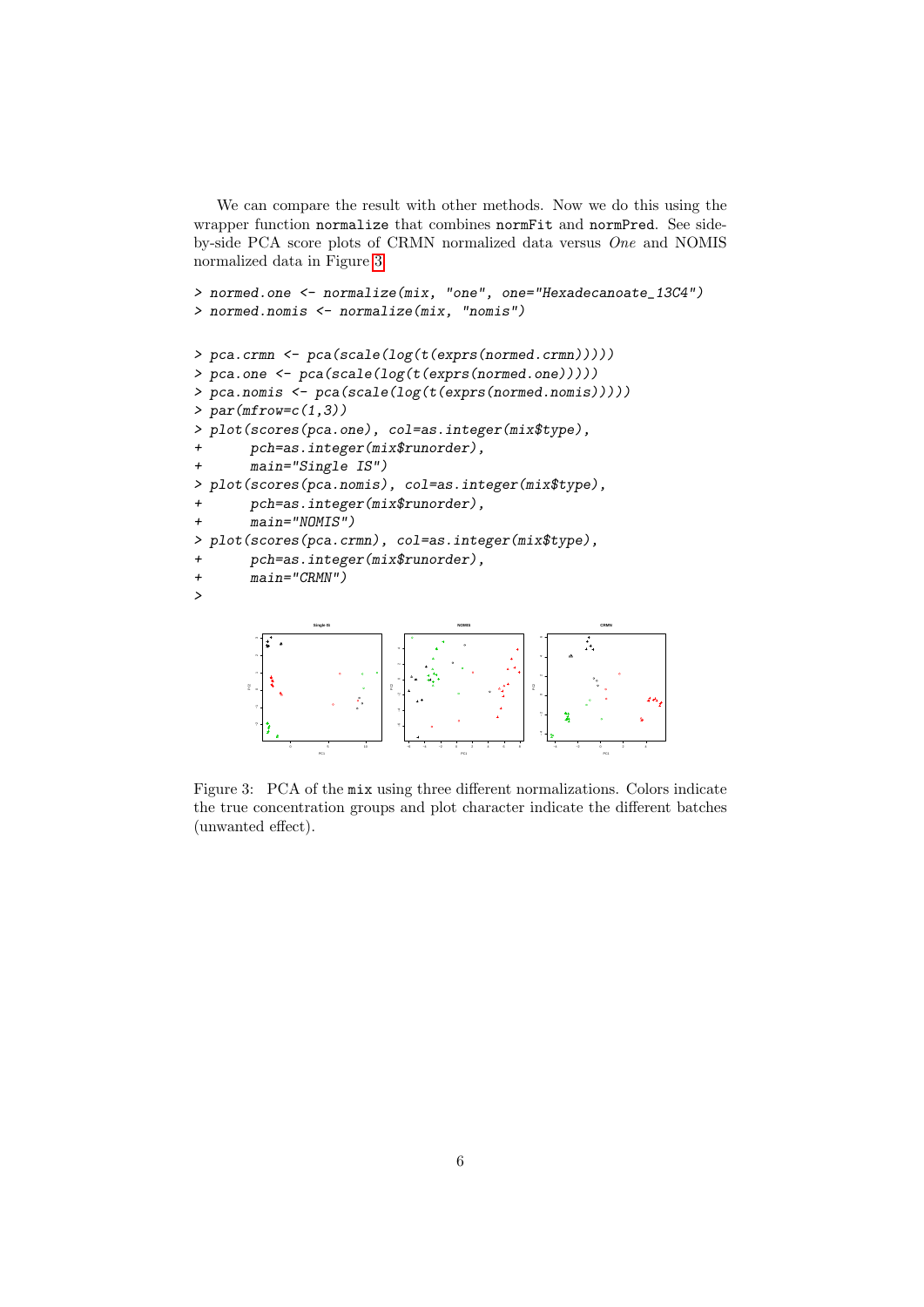We can compare the result with other methods. Now we do this using the wrapper function `normalize` that combines `normFit` and `normPred`. See side-by-side PCA score plots of CRMN normalized data versus *One* and NOMIS normalized data in Figure 3.

```
> normed.one <- normalize(mix, "one", one="Hexadecanoate_13C4")
> normed.nomis <- normalize(mix, "nomis")
```

```
> pca.crmn <- pca(scale(log(t(exprs(normed.crmn)))))
> pca.one <- pca(scale(log(t(exprs(normed.one)))))
> pca.nomis <- pca(scale(log(t(exprs(normed.nomis)))))
> par(mfrow=c(1,3))
> plot(scores(pca.one), col=as.integer(mix$type),
+      pch=as.integer(mix$runorder),
+      main="Single IS")
> plot(scores(pca.nomis), col=as.integer(mix$type),
+      pch=as.integer(mix$runorder),
+      main="NOMIS")
> plot(scores(pca.crmn), col=as.integer(mix$type),
+      pch=as.integer(mix$runorder),
+      main="CRMN")
>
```

Figure 3: PCA of the `mix` using three different normalizations. Colors indicate the true concentration groups and plot character indicate the different batches (unwanted effect).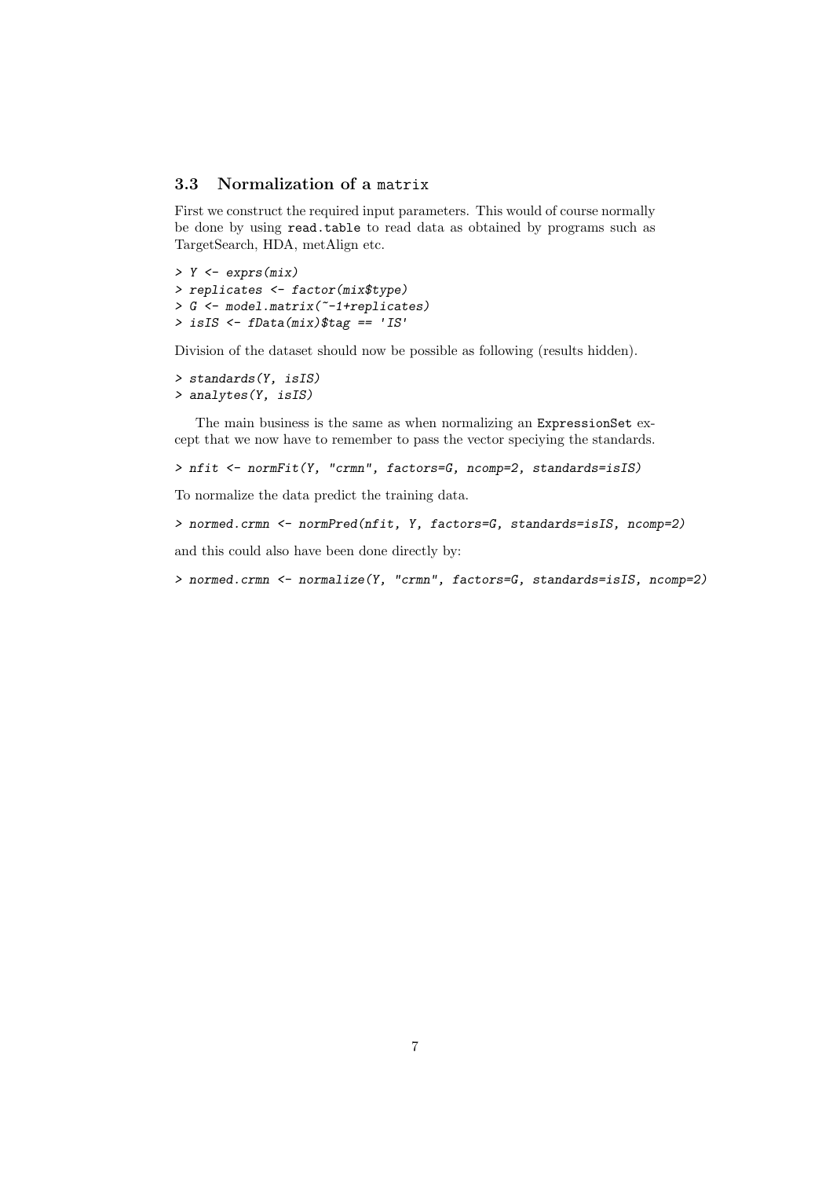### 3.3 Normalization of a `matrix`

First we construct the required input parameters. This would of course normally be done by using `read.table` to read data as obtained by programs such as TargetSearch, HDA, metAlign etc.

```
> Y <- exprs(mix)
> replicates <- factor(mix$type)
> G <- model.matrix(~-1+replicates)
> isIS <- fData(mix)$tag == 'IS'
```

Division of the dataset should now be possible as following (results hidden).

```
> standards(Y, isIS)
> analytes(Y, isIS)
```

The main business is the same as when normalizing an `ExpressionSet` except that we now have to remember to pass the vector speciying the standards.

```
> nfit <- normFit(Y, "crmn", factors=G, ncomp=2, standards=isIS)
```

To normalize the data predict the training data.

```
> normed.crmn <- normPred(nfit, Y, factors=G, standards=isIS, ncomp=2)
```

and this could also have been done directly by:

```
> normed.crmn <- normalize(Y, "crmn", factors=G, standards=isIS, ncomp=2)
```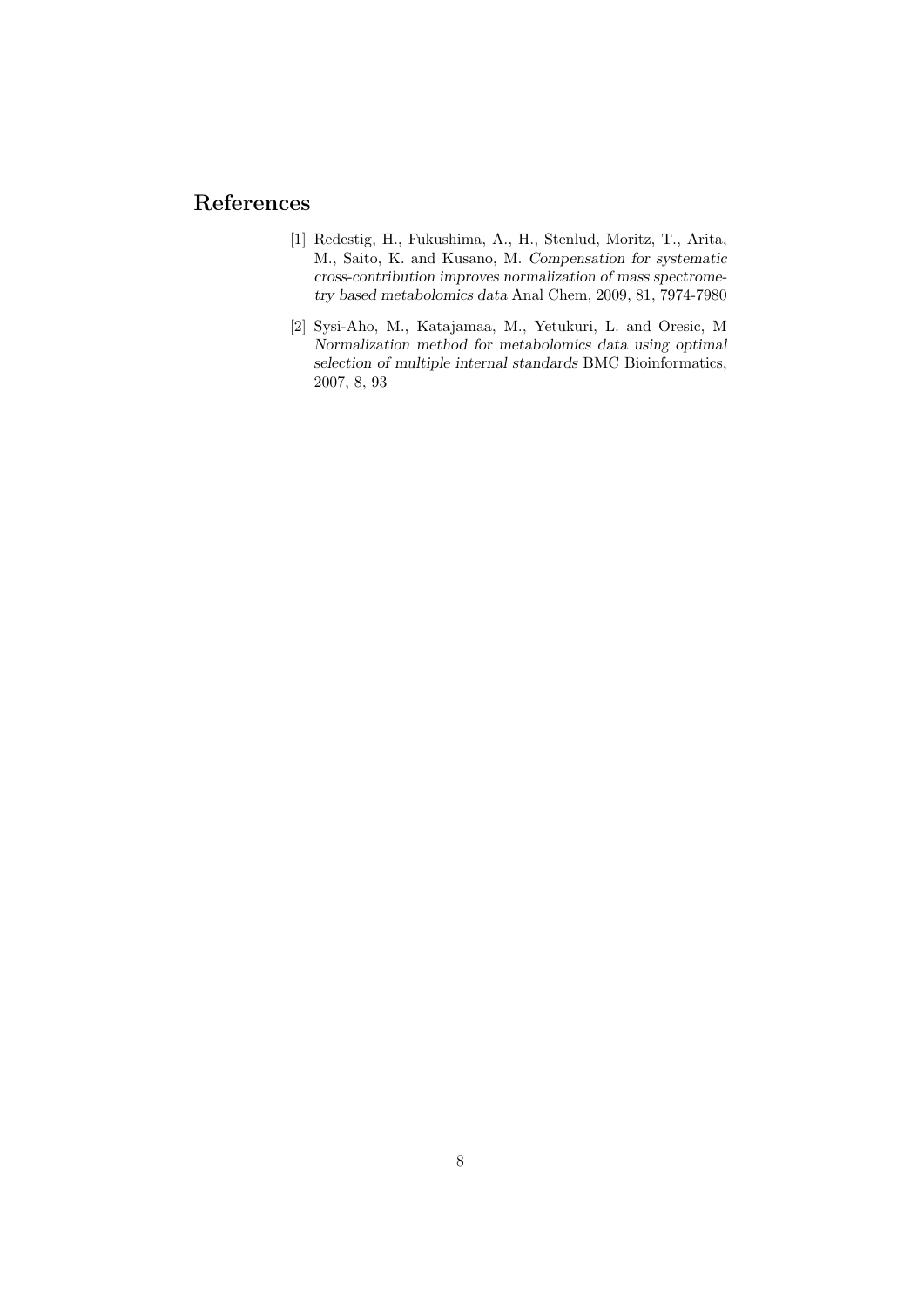# References

[1] Redestig, H., Fukushima, A., H., Stenlud, Moritz, T., Arita, M., Saito, K. and Kusano, M. *Compensation for systematic cross-contribution improves normalization of mass spectrometry based metabolomics data* Anal Chem, 2009, 81, 7974-7980

[2] Sysi-Aho, M., Katajamaa, M., Yetukuri, L. and Oresic, M *Normalization method for metabolomics data using optimal selection of multiple internal standards* BMC Bioinformatics, 2007, 8, 93